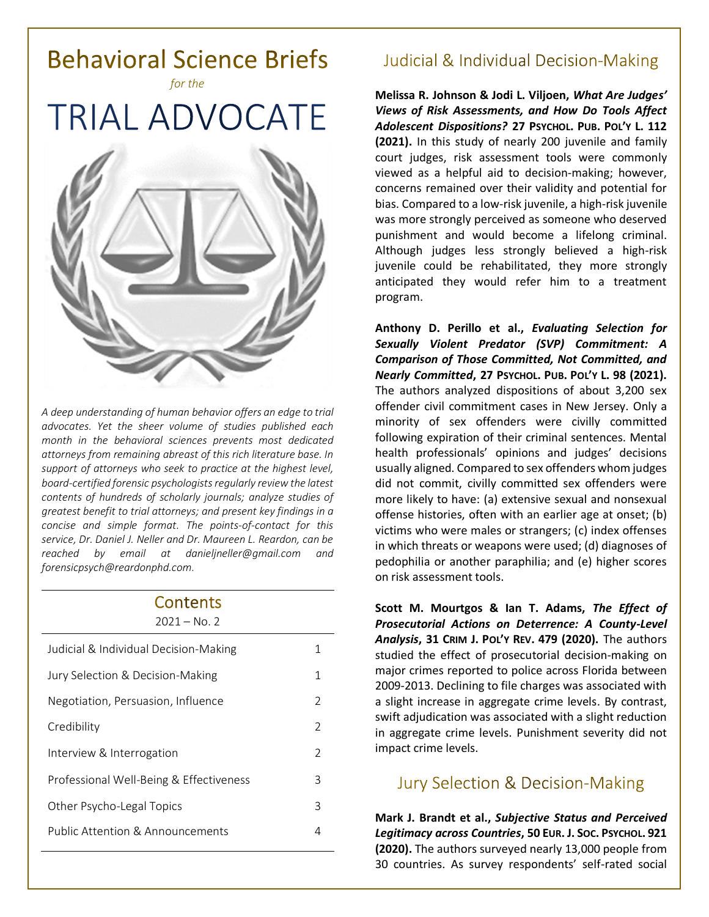# Behavioral Science Briefs

*for the*

# TRIAL ADVOCATE

*A deep understanding of human behavior offers an edge to trial advocates. Yet the sheer volume of studies published each month in the behavioral sciences prevents most dedicated attorneys from remaining abreast of this rich literature base. In support of attorneys who seek to practice at the highest level, board-certified forensic psychologists regularly review the latest contents of hundreds of scholarly journals; analyze studies of greatest benefit to trial attorneys; and present key findings in a concise and simple format. The points-of-contact for this service, Dr. Daniel J. Neller and Dr. Maureen L. Reardon, can be reached by email at danieljneller@gmail.com and forensicpsych@reardonphd.com.*

## Contents

2021 – No. 2

| | |
|---|---|
| Judicial & Individual Decision-Making | 1 |
| Jury Selection & Decision-Making | 1 |
| Negotiation, Persuasion, Influence | 2 |
| Credibility | 2 |
| Interview & Interrogation | 2 |
| Professional Well-Being & Effectiveness | 3 |
| Other Psycho-Legal Topics | 3 |
| Public Attention & Announcements | 4 |

## Judicial & Individual Decision-Making

**Melissa R. Johnson & Jodi L. Viljoen, *What Are Judges' Views of Risk Assessments, and How Do Tools Affect Adolescent Dispositions?* 27 PSYCHOL. PUB. POL'Y L. 112 (2021).** In this study of nearly 200 juvenile and family court judges, risk assessment tools were commonly viewed as a helpful aid to decision-making; however, concerns remained over their validity and potential for bias. Compared to a low-risk juvenile, a high-risk juvenile was more strongly perceived as someone who deserved punishment and would become a lifelong criminal. Although judges less strongly believed a high-risk juvenile could be rehabilitated, they more strongly anticipated they would refer him to a treatment program.

**Anthony D. Perillo et al., *Evaluating Selection for Sexually Violent Predator (SVP) Commitment: A Comparison of Those Committed, Not Committed, and Nearly Committed*, 27 PSYCHOL. PUB. POL'Y L. 98 (2021).** The authors analyzed dispositions of about 3,200 sex offender civil commitment cases in New Jersey. Only a minority of sex offenders were civilly committed following expiration of their criminal sentences. Mental health professionals' opinions and judges' decisions usually aligned. Compared to sex offenders whom judges did not commit, civilly committed sex offenders were more likely to have: (a) extensive sexual and nonsexual offense histories, often with an earlier age at onset; (b) victims who were males or strangers; (c) index offenses in which threats or weapons were used; (d) diagnoses of pedophilia or another paraphilia; and (e) higher scores on risk assessment tools.

**Scott M. Mourtgos & Ian T. Adams, *The Effect of Prosecutorial Actions on Deterrence: A County-Level Analysis*, 31 CRIM J. POL'Y REV. 479 (2020).** The authors studied the effect of prosecutorial decision-making on major crimes reported to police across Florida between 2009-2013. Declining to file charges was associated with a slight increase in aggregate crime levels. By contrast, swift adjudication was associated with a slight reduction in aggregate crime levels. Punishment severity did not impact crime levels.

## Jury Selection & Decision-Making

**Mark J. Brandt et al., *Subjective Status and Perceived Legitimacy across Countries*, 50 EUR. J. SOC. PSYCHOL. 921 (2020).** The authors surveyed nearly 13,000 people from 30 countries. As survey respondents' self-rated social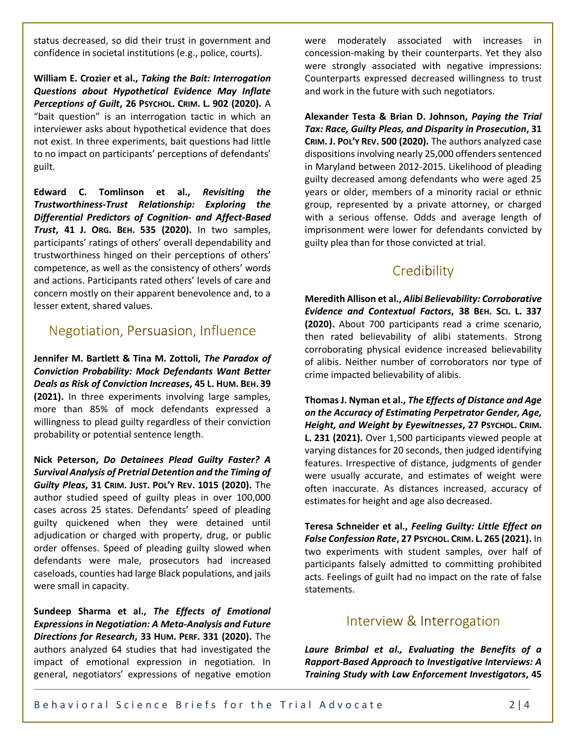status decreased, so did their trust in government and confidence in societal institutions (e.g., police, courts).

**William E. Crozier et al., *Taking the Bait: Interrogation Questions about Hypothetical Evidence May Inflate Perceptions of Guilt*, 26 PSYCHOL. CRIM. L. 902 (2020).** A “bait question” is an interrogation tactic in which an interviewer asks about hypothetical evidence that does not exist. In three experiments, bait questions had little to no impact on participants’ perceptions of defendants’ guilt.

**Edward C. Tomlinson et al., *Revisiting the Trustworthiness-Trust Relationship: Exploring the Differential Predictors of Cognition- and Affect-Based Trust*, 41 J. ORG. BEH. 535 (2020).** In two samples, participants’ ratings of others’ overall dependability and trustworthiness hinged on their perceptions of others’ competence, as well as the consistency of others’ words and actions. Participants rated others’ levels of care and concern mostly on their apparent benevolence and, to a lesser extent, shared values.

## Negotiation, Persuasion, Influence

**Jennifer M. Bartlett & Tina M. Zottoli, *The Paradox of Conviction Probability: Mock Defendants Want Better Deals as Risk of Conviction Increases*, 45 L. HUM. BEH. 39 (2021).** In three experiments involving large samples, more than 85% of mock defendants expressed a willingness to plead guilty regardless of their conviction probability or potential sentence length.

**Nick Peterson, *Do Detainees Plead Guilty Faster? A Survival Analysis of Pretrial Detention and the Timing of Guilty Pleas*, 31 CRIM. JUST. POL’Y REV. 1015 (2020).** The author studied speed of guilty pleas in over 100,000 cases across 25 states. Defendants’ speed of pleading guilty quickened when they were detained until adjudication or charged with property, drug, or public order offenses. Speed of pleading guilty slowed when defendants were male, prosecutors had increased caseloads, counties had large Black populations, and jails were small in capacity.

**Sundeep Sharma et al., *The Effects of Emotional Expressions in Negotiation: A Meta-Analysis and Future Directions for Research*, 33 HUM. PERF. 331 (2020).** The authors analyzed 64 studies that had investigated the impact of emotional expression in negotiation. In general, negotiators’ expressions of negative emotion were moderately associated with increases in concession-making by their counterparts. Yet they also were strongly associated with negative impressions: Counterparts expressed decreased willingness to trust and work in the future with such negotiators.

**Alexander Testa & Brian D. Johnson, *Paying the Trial Tax: Race, Guilty Pleas, and Disparity in Prosecution*, 31 CRIM. J. POL’Y REV. 500 (2020).** The authors analyzed case dispositions involving nearly 25,000 offenders sentenced in Maryland between 2012-2015. Likelihood of pleading guilty decreased among defendants who were aged 25 years or older, members of a minority racial or ethnic group, represented by a private attorney, or charged with a serious offense. Odds and average length of imprisonment were lower for defendants convicted by guilty plea than for those convicted at trial.

## Credibility

**Meredith Allison et al., *Alibi Believability: Corroborative Evidence and Contextual Factors*, 38 BEH. SCI. L. 337 (2020).** About 700 participants read a crime scenario, then rated believability of alibi statements. Strong corroborating physical evidence increased believability of alibis. Neither number of corroborators nor type of crime impacted believability of alibis.

**Thomas J. Nyman et al., *The Effects of Distance and Age on the Accuracy of Estimating Perpetrator Gender, Age, Height, and Weight by Eyewitnesses*, 27 PSYCHOL. CRIM. L. 231 (2021).** Over 1,500 participants viewed people at varying distances for 20 seconds, then judged identifying features. Irrespective of distance, judgments of gender were usually accurate, and estimates of weight were often inaccurate. As distances increased, accuracy of estimates for height and age also decreased.

**Teresa Schneider et al., *Feeling Guilty: Little Effect on False Confession Rate*, 27 PSYCHOL. CRIM. L. 265 (2021).** In two experiments with student samples, over half of participants falsely admitted to committing prohibited acts. Feelings of guilt had no impact on the rate of false statements.

## Interview & Interrogation

***Laure Brimbal et al., Evaluating the Benefits of a Rapport-Based Approach to Investigative Interviews: A Training Study with Law Enforcement Investigators*, 45**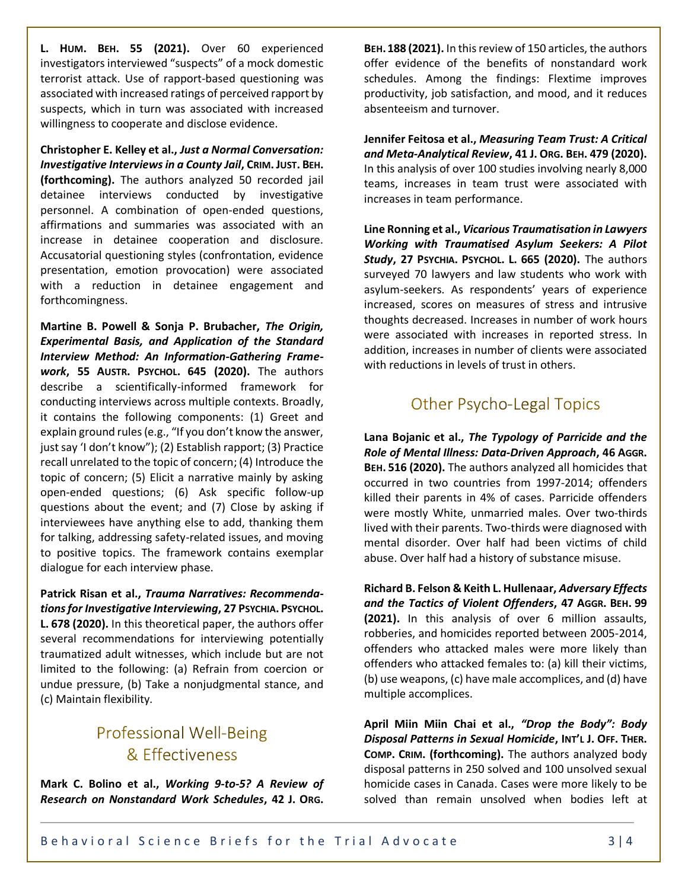**L. Hum. Beh. 55 (2021).** Over 60 experienced investigators interviewed "suspects" of a mock domestic terrorist attack. Use of rapport-based questioning was associated with increased ratings of perceived rapport by suspects, which in turn was associated with increased willingness to cooperate and disclose evidence.

**Christopher E. Kelley et al., *Just a Normal Conversation: Investigative Interviews in a County Jail*, Crim. Just. Beh. (forthcoming).** The authors analyzed 50 recorded jail detainee interviews conducted by investigative personnel. A combination of open-ended questions, affirmations and summaries was associated with an increase in detainee cooperation and disclosure. Accusatorial questioning styles (confrontation, evidence presentation, emotion provocation) were associated with a reduction in detainee engagement and forthcomingness.

**Martine B. Powell & Sonja P. Brubacher, *The Origin, Experimental Basis, and Application of the Standard Interview Method: An Information-Gathering Framework*, 55 Austr. Psychol. 645 (2020).** The authors describe a scientifically-informed framework for conducting interviews across multiple contexts. Broadly, it contains the following components: (1) Greet and explain ground rules (e.g., "If you don't know the answer, just say 'I don't know"); (2) Establish rapport; (3) Practice recall unrelated to the topic of concern; (4) Introduce the topic of concern; (5) Elicit a narrative mainly by asking open-ended questions; (6) Ask specific follow-up questions about the event; and (7) Close by asking if interviewees have anything else to add, thanking them for talking, addressing safety-related issues, and moving to positive topics. The framework contains exemplar dialogue for each interview phase.

**Patrick Risan et al., *Trauma Narratives: Recommendations for Investigative Interviewing*, 27 Psychia. Psychol. L. 678 (2020).** In this theoretical paper, the authors offer several recommendations for interviewing potentially traumatized adult witnesses, which include but are not limited to the following: (a) Refrain from coercion or undue pressure, (b) Take a nonjudgmental stance, and (c) Maintain flexibility.

## Professional Well-Being & Effectiveness

**Mark C. Bolino et al., *Working 9-to-5? A Review of Research on Nonstandard Work Schedules*, 42 J. Org. Beh. 188 (2021).** In this review of 150 articles, the authors offer evidence of the benefits of nonstandard work schedules. Among the findings: Flextime improves productivity, job satisfaction, and mood, and it reduces absenteeism and turnover.

**Jennifer Feitosa et al., *Measuring Team Trust: A Critical and Meta-Analytical Review*, 41 J. Org. Beh. 479 (2020).** In this analysis of over 100 studies involving nearly 8,000 teams, increases in team trust were associated with increases in team performance.

**Line Ronning et al., *Vicarious Traumatisation in Lawyers Working with Traumatised Asylum Seekers: A Pilot Study*, 27 Psychia. Psychol. L. 665 (2020).** The authors surveyed 70 lawyers and law students who work with asylum-seekers. As respondents' years of experience increased, scores on measures of stress and intrusive thoughts decreased. Increases in number of work hours were associated with increases in reported stress. In addition, increases in number of clients were associated with reductions in levels of trust in others.

## Other Psycho-Legal Topics

**Lana Bojanic et al., *The Typology of Parricide and the Role of Mental Illness: Data-Driven Approach*, 46 Aggr. Beh. 516 (2020).** The authors analyzed all homicides that occurred in two countries from 1997-2014; offenders killed their parents in 4% of cases. Parricide offenders were mostly White, unmarried males. Over two-thirds lived with their parents. Two-thirds were diagnosed with mental disorder. Over half had been victims of child abuse. Over half had a history of substance misuse.

**Richard B. Felson & Keith L. Hullenaar, *Adversary Effects and the Tactics of Violent Offenders*, 47 Aggr. Beh. 99 (2021).** In this analysis of over 6 million assaults, robberies, and homicides reported between 2005-2014, offenders who attacked males were more likely than offenders who attacked females to: (a) kill their victims, (b) use weapons, (c) have male accomplices, and (d) have multiple accomplices.

**April Miin Miin Chai et al., *"Drop the Body": Body Disposal Patterns in Sexual Homicide*, Int'l J. Off. Ther. Comp. Crim. (forthcoming).** The authors analyzed body disposal patterns in 250 solved and 100 unsolved sexual homicide cases in Canada. Cases were more likely to be solved than remain unsolved when bodies left at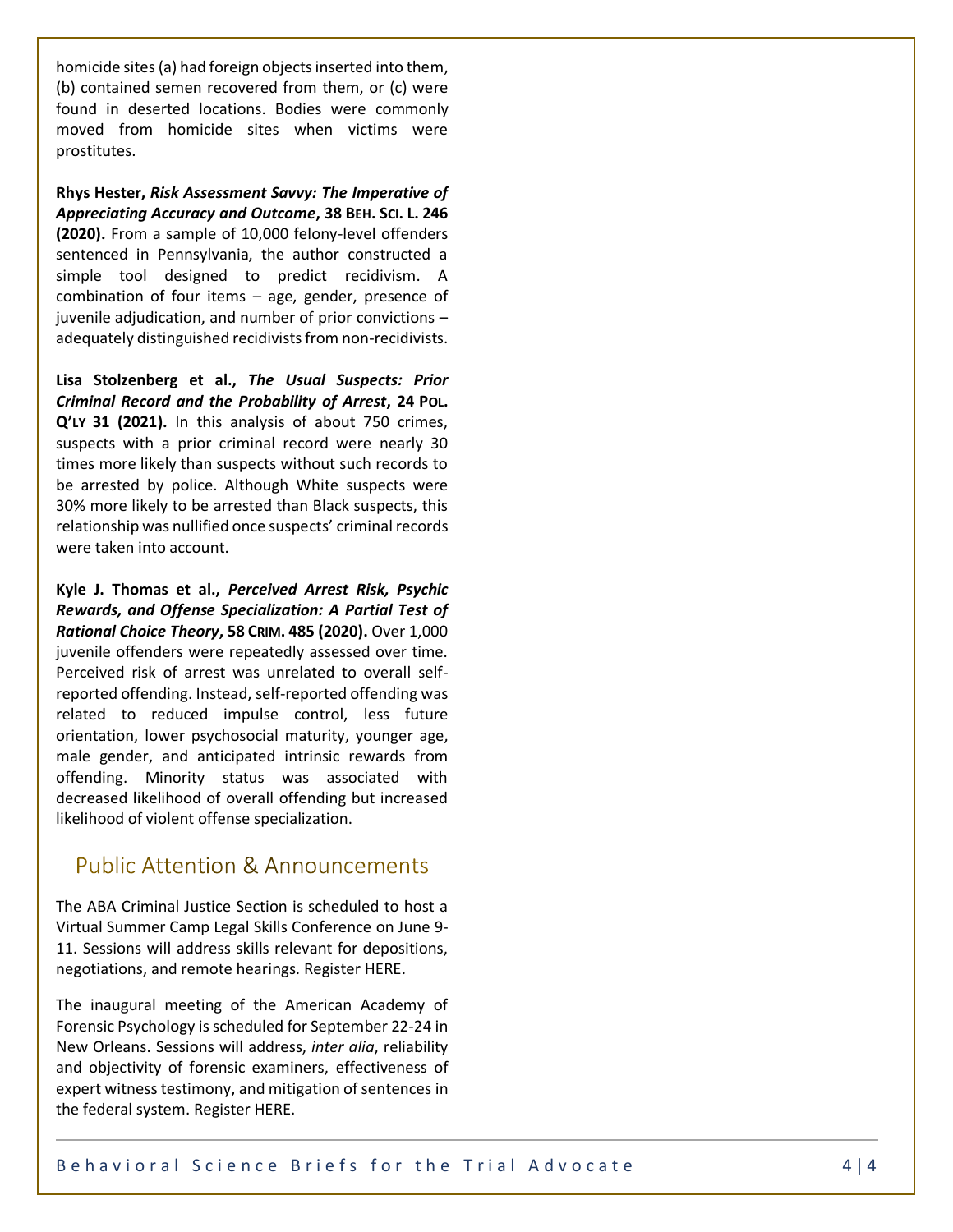homicide sites (a) had foreign objects inserted into them, (b) contained semen recovered from them, or (c) were found in deserted locations. Bodies were commonly moved from homicide sites when victims were prostitutes.

**Rhys Hester, *Risk Assessment Savvy: The Imperative of Appreciating Accuracy and Outcome*, 38 BEH. SCI. L. 246 (2020).** From a sample of 10,000 felony-level offenders sentenced in Pennsylvania, the author constructed a simple tool designed to predict recidivism. A combination of four items – age, gender, presence of juvenile adjudication, and number of prior convictions – adequately distinguished recidivists from non-recidivists.

**Lisa Stolzenberg et al., *The Usual Suspects: Prior Criminal Record and the Probability of Arrest*, 24 POL. Q'LY 31 (2021).** In this analysis of about 750 crimes, suspects with a prior criminal record were nearly 30 times more likely than suspects without such records to be arrested by police. Although White suspects were 30% more likely to be arrested than Black suspects, this relationship was nullified once suspects' criminal records were taken into account.

**Kyle J. Thomas et al., *Perceived Arrest Risk, Psychic Rewards, and Offense Specialization: A Partial Test of Rational Choice Theory*, 58 CRIM. 485 (2020).** Over 1,000 juvenile offenders were repeatedly assessed over time. Perceived risk of arrest was unrelated to overall self-reported offending. Instead, self-reported offending was related to reduced impulse control, less future orientation, lower psychosocial maturity, younger age, male gender, and anticipated intrinsic rewards from offending. Minority status was associated with decreased likelihood of overall offending but increased likelihood of violent offense specialization.

## Public Attention & Announcements

The ABA Criminal Justice Section is scheduled to host a Virtual Summer Camp Legal Skills Conference on June 9-11. Sessions will address skills relevant for depositions, negotiations, and remote hearings. Register HERE.

The inaugural meeting of the American Academy of Forensic Psychology is scheduled for September 22-24 in New Orleans. Sessions will address, *inter alia*, reliability and objectivity of forensic examiners, effectiveness of expert witness testimony, and mitigation of sentences in the federal system. Register HERE.